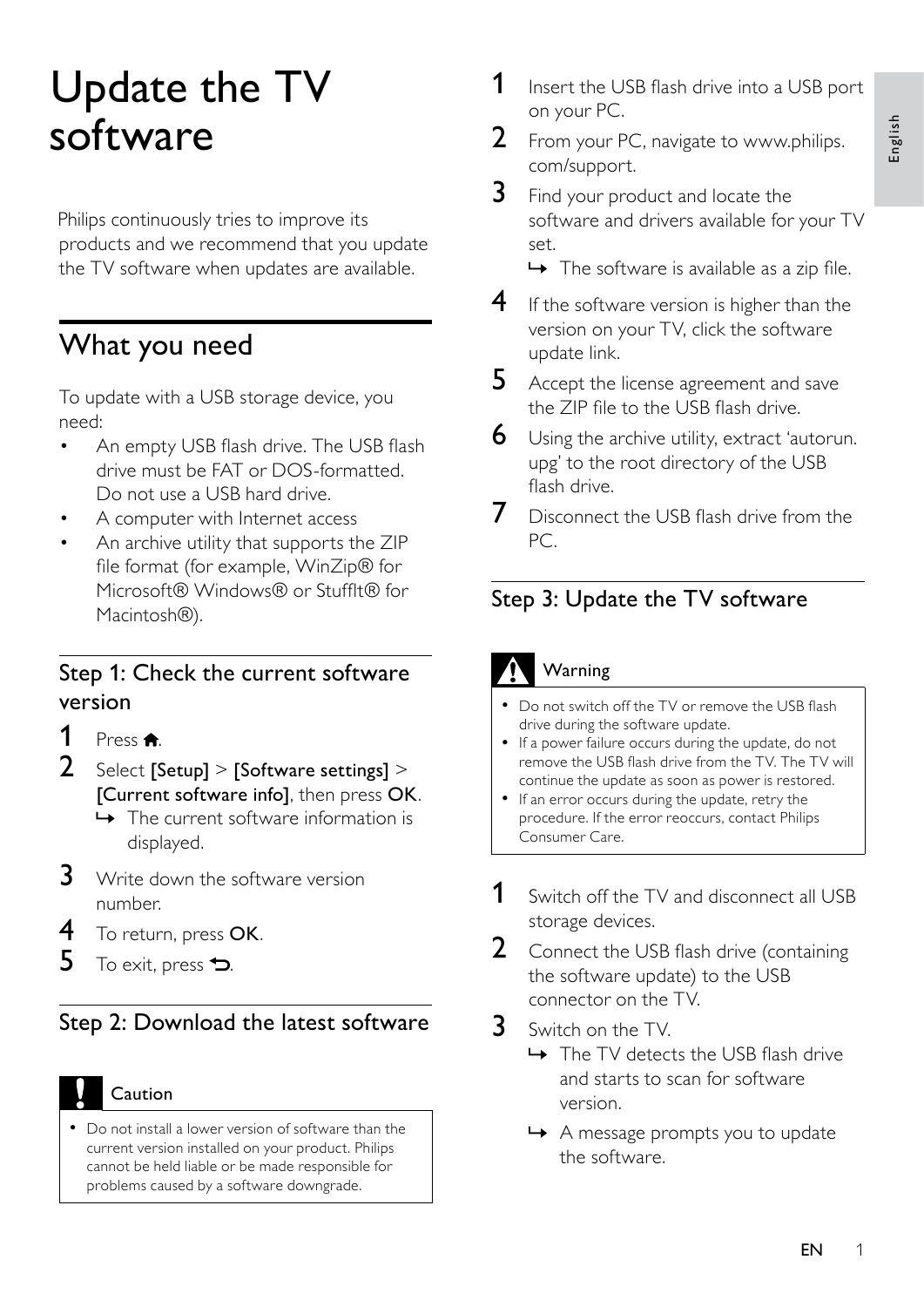# Update the TV software

Philips continuously tries to improve its products and we recommend that you update the TV software when updates are available.

## What you need

To update with a USB storage device, you need:

- An empty USB flash drive. The USB flash drive must be FAT or DOS-formatted. Do not use a USB hard drive.
- A computer with Internet access
- An archive utility that supports the ZIP file format (for example, WinZip® for Microsoft® Windows® or StuffIt® for Macintosh®).

### Step 1: Check the current software version

1. Press ⌂.
2. Select **[Setup]** > **[Software settings]** > **[Current software info]**, then press **OK**.
   ↳ The current software information is displayed.
3. Write down the software version number.
4. To return, press **OK**.
5. To exit, press ⮌.

### Step 2: Download the latest software

> **Caution**
>
> - Do not install a lower version of software than the current version installed on your product. Philips cannot be held liable or be made responsible for problems caused by a software downgrade.

1. Insert the USB flash drive into a USB port on your PC.
2. From your PC, navigate to www.philips.com/support.
3. Find your product and locate the software and drivers available for your TV set.
   ↳ The software is available as a zip file.
4. If the software version is higher than the version on your TV, click the software update link.
5. Accept the license agreement and save the ZIP file to the USB flash drive.
6. Using the archive utility, extract 'autorun.upg' to the root directory of the USB flash drive.
7. Disconnect the USB flash drive from the PC.

### Step 3: Update the TV software

> **Warning**
>
> - Do not switch off the TV or remove the USB flash drive during the software update.
> - If a power failure occurs during the update, do not remove the USB flash drive from the TV. The TV will continue the update as soon as power is restored.
> - If an error occurs during the update, retry the procedure. If the error reoccurs, contact Philips Consumer Care.

1. Switch off the TV and disconnect all USB storage devices.
2. Connect the USB flash drive (containing the software update) to the USB connector on the TV.
3. Switch on the TV.
   ↳ The TV detects the USB flash drive and starts to scan for software version.
   ↳ A message prompts you to update the software.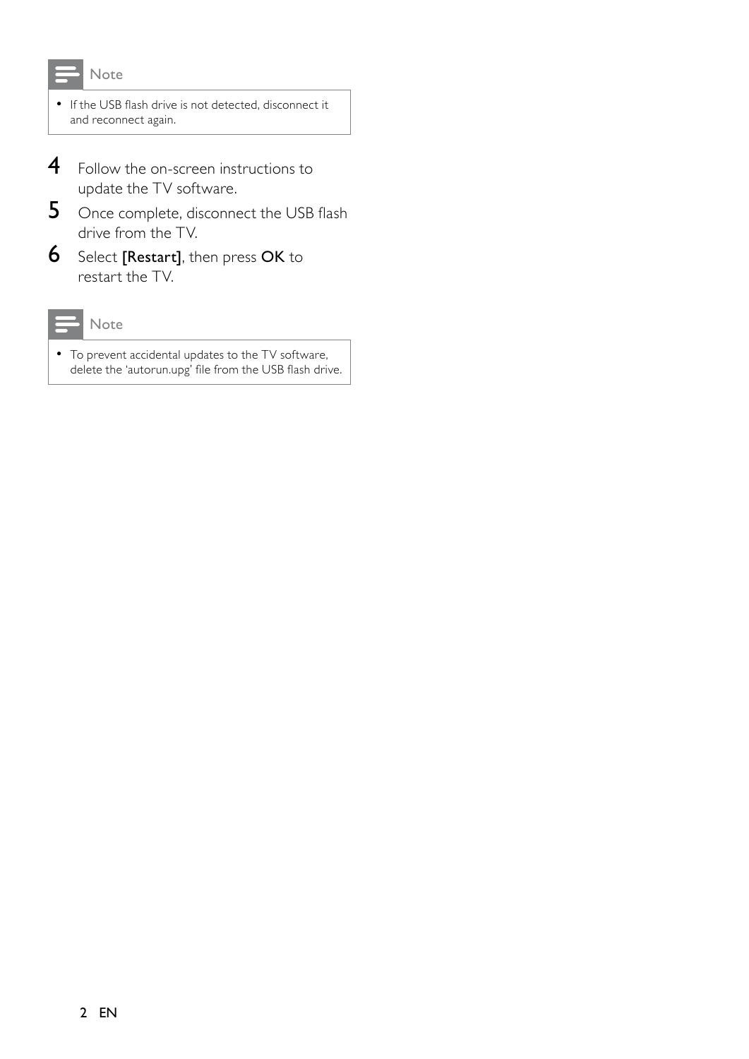**Note**

- If the USB flash drive is not detected, disconnect it and reconnect again.

4. Follow the on-screen instructions to update the TV software.
5. Once complete, disconnect the USB flash drive from the TV.
6. Select **[Restart]**, then press **OK** to restart the TV.

**Note**

- To prevent accidental updates to the TV software, delete the 'autorun.upg' file from the USB flash drive.